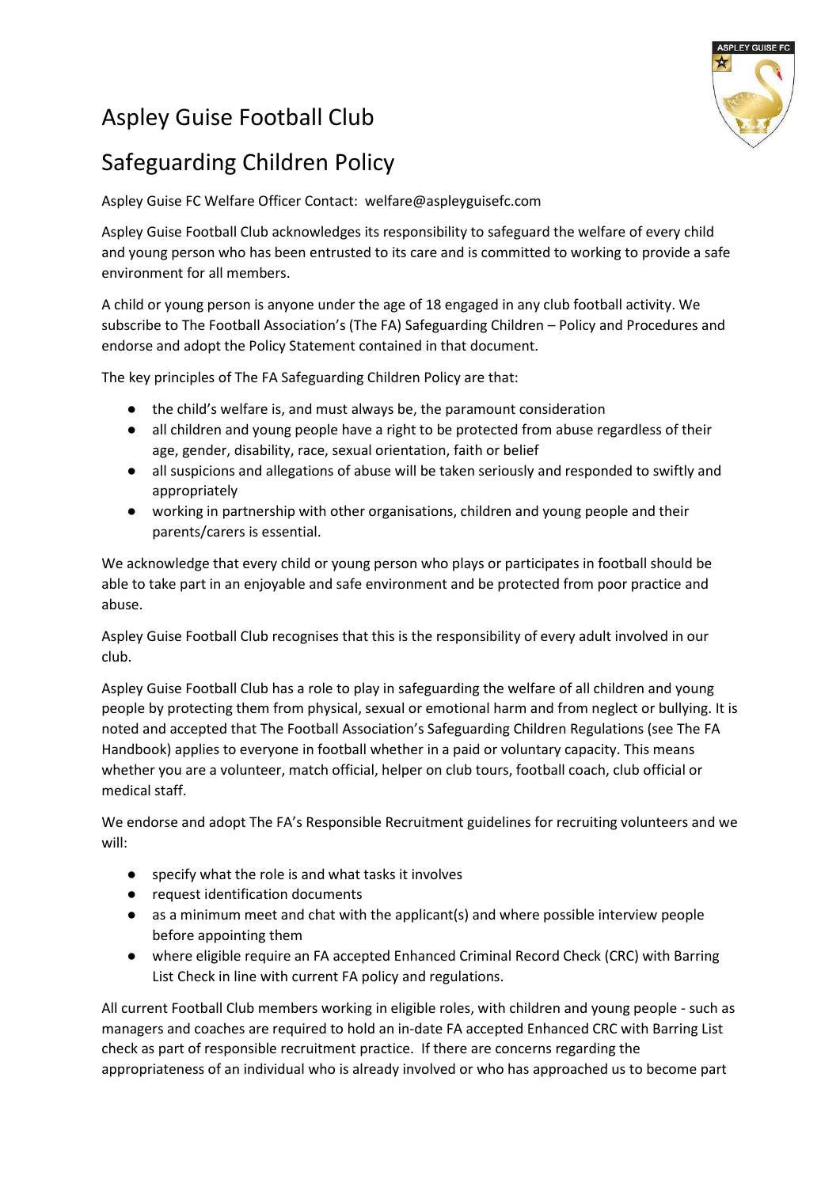# Aspley Guise Football Club

# Safeguarding Children Policy

Aspley Guise FC Welfare Officer Contact: welfare@aspleyguisefc.com

Aspley Guise Football Club acknowledges its responsibility to safeguard the welfare of every child and young person who has been entrusted to its care and is committed to working to provide a safe environment for all members.

A child or young person is anyone under the age of 18 engaged in any club football activity. We subscribe to The Football Association's (The FA) Safeguarding Children – Policy and Procedures and endorse and adopt the Policy Statement contained in that document.

The key principles of The FA Safeguarding Children Policy are that:

- the child's welfare is, and must always be, the paramount consideration
- all children and young people have a right to be protected from abuse regardless of their age, gender, disability, race, sexual orientation, faith or belief
- all suspicions and allegations of abuse will be taken seriously and responded to swiftly and appropriately
- working in partnership with other organisations, children and young people and their parents/carers is essential.

We acknowledge that every child or young person who plays or participates in football should be able to take part in an enjoyable and safe environment and be protected from poor practice and abuse.

Aspley Guise Football Club recognises that this is the responsibility of every adult involved in our club.

Aspley Guise Football Club has a role to play in safeguarding the welfare of all children and young people by protecting them from physical, sexual or emotional harm and from neglect or bullying. It is noted and accepted that The Football Association's Safeguarding Children Regulations (see The FA Handbook) applies to everyone in football whether in a paid or voluntary capacity. This means whether you are a volunteer, match official, helper on club tours, football coach, club official or medical staff.

We endorse and adopt The FA's Responsible Recruitment guidelines for recruiting volunteers and we will:

- specify what the role is and what tasks it involves
- request identification documents
- as a minimum meet and chat with the applicant(s) and where possible interview people before appointing them
- where eligible require an FA accepted Enhanced Criminal Record Check (CRC) with Barring List Check in line with current FA policy and regulations.

All current Football Club members working in eligible roles, with children and young people - such as managers and coaches are required to hold an in-date FA accepted Enhanced CRC with Barring List check as part of responsible recruitment practice. If there are concerns regarding the appropriateness of an individual who is already involved or who has approached us to become part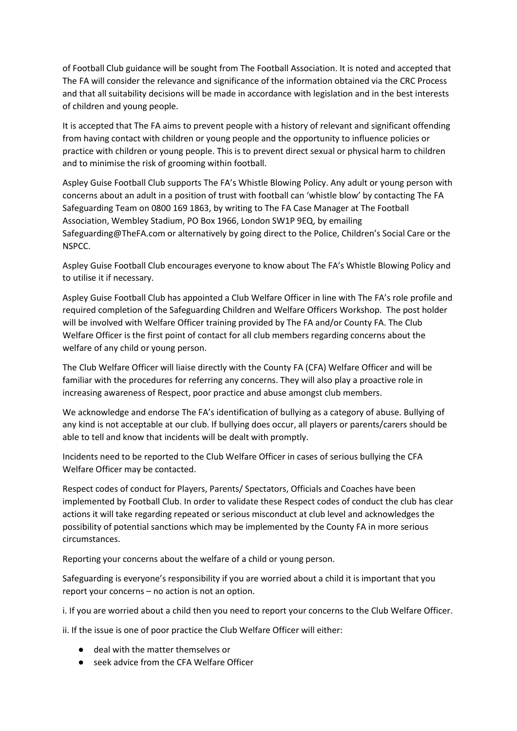of Football Club guidance will be sought from The Football Association. It is noted and accepted that The FA will consider the relevance and significance of the information obtained via the CRC Process and that all suitability decisions will be made in accordance with legislation and in the best interests of children and young people.

It is accepted that The FA aims to prevent people with a history of relevant and significant offending from having contact with children or young people and the opportunity to influence policies or practice with children or young people. This is to prevent direct sexual or physical harm to children and to minimise the risk of grooming within football.

Aspley Guise Football Club supports The FA's Whistle Blowing Policy. Any adult or young person with concerns about an adult in a position of trust with football can 'whistle blow' by contacting The FA Safeguarding Team on 0800 169 1863, by writing to The FA Case Manager at The Football Association, Wembley Stadium, PO Box 1966, London SW1P 9EQ, by emailing Safeguarding@TheFA.com or alternatively by going direct to the Police, Children's Social Care or the NSPCC.

Aspley Guise Football Club encourages everyone to know about The FA's Whistle Blowing Policy and to utilise it if necessary.

Aspley Guise Football Club has appointed a Club Welfare Officer in line with The FA's role profile and required completion of the Safeguarding Children and Welfare Officers Workshop. The post holder will be involved with Welfare Officer training provided by The FA and/or County FA. The Club Welfare Officer is the first point of contact for all club members regarding concerns about the welfare of any child or young person.

The Club Welfare Officer will liaise directly with the County FA (CFA) Welfare Officer and will be familiar with the procedures for referring any concerns. They will also play a proactive role in increasing awareness of Respect, poor practice and abuse amongst club members.

We acknowledge and endorse The FA's identification of bullying as a category of abuse. Bullying of any kind is not acceptable at our club. If bullying does occur, all players or parents/carers should be able to tell and know that incidents will be dealt with promptly.

Incidents need to be reported to the Club Welfare Officer in cases of serious bullying the CFA Welfare Officer may be contacted.

Respect codes of conduct for Players, Parents/ Spectators, Officials and Coaches have been implemented by Football Club. In order to validate these Respect codes of conduct the club has clear actions it will take regarding repeated or serious misconduct at club level and acknowledges the possibility of potential sanctions which may be implemented by the County FA in more serious circumstances.

Reporting your concerns about the welfare of a child or young person.

Safeguarding is everyone's responsibility if you are worried about a child it is important that you report your concerns – no action is not an option.

i. If you are worried about a child then you need to report your concerns to the Club Welfare Officer.

ii. If the issue is one of poor practice the Club Welfare Officer will either:

- deal with the matter themselves or
- seek advice from the CFA Welfare Officer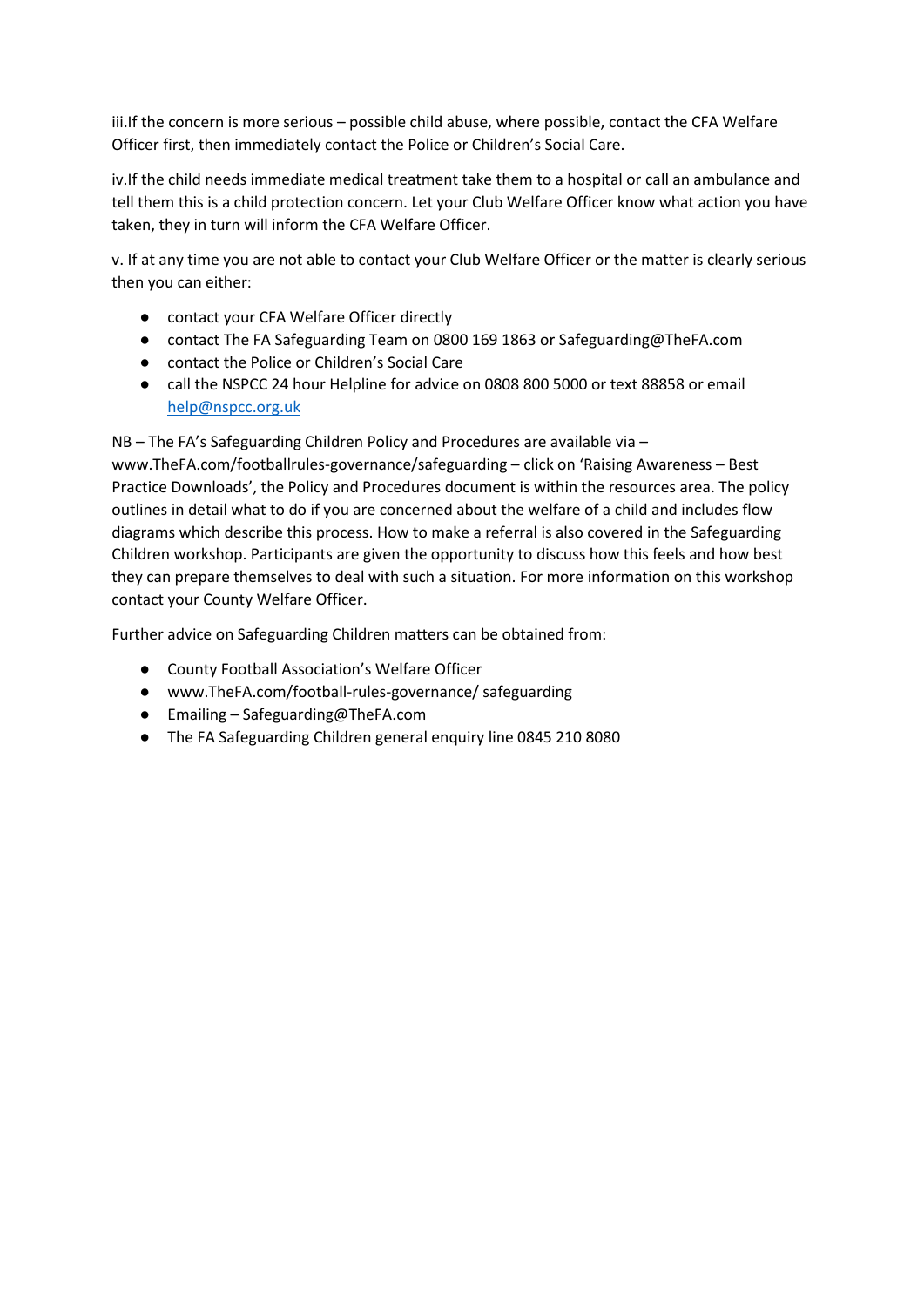iii.If the concern is more serious – possible child abuse, where possible, contact the CFA Welfare Officer first, then immediately contact the Police or Children's Social Care.

iv.If the child needs immediate medical treatment take them to a hospital or call an ambulance and tell them this is a child protection concern. Let your Club Welfare Officer know what action you have taken, they in turn will inform the CFA Welfare Officer.

v. If at any time you are not able to contact your Club Welfare Officer or the matter is clearly serious then you can either:

- contact your CFA Welfare Officer directly
- contact The FA Safeguarding Team on 0800 169 1863 or Safeguarding@TheFA.com
- contact the Police or Children's Social Care
- call the NSPCC 24 hour Helpline for advice on 0808 800 5000 or text 88858 or email [help@nspcc.org.uk](mailto:help@nspcc.org.uk)

NB – The FA's Safeguarding Children Policy and Procedures are available via – www.TheFA.com/footballrules-governance/safeguarding – click on 'Raising Awareness – Best Practice Downloads', the Policy and Procedures document is within the resources area. The policy outlines in detail what to do if you are concerned about the welfare of a child and includes flow diagrams which describe this process. How to make a referral is also covered in the Safeguarding Children workshop. Participants are given the opportunity to discuss how this feels and how best they can prepare themselves to deal with such a situation. For more information on this workshop contact your County Welfare Officer.

Further advice on Safeguarding Children matters can be obtained from:

- County Football Association's Welfare Officer
- www.TheFA.com/football-rules-governance/ safeguarding
- Emailing – Safeguarding@TheFA.com
- The FA Safeguarding Children general enquiry line 0845 210 8080